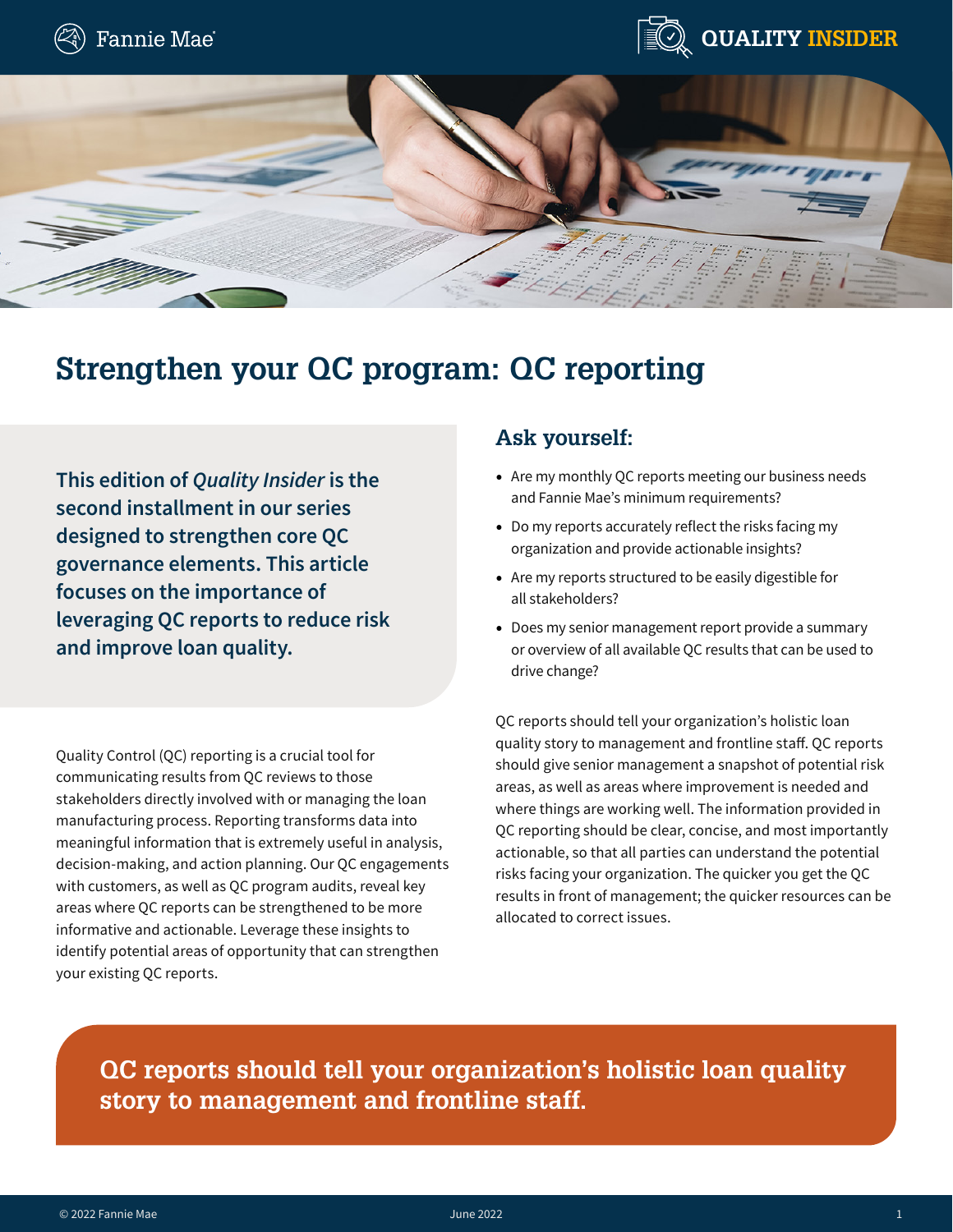# Strengthen your QC program: QC reporting

**This edition of *Quality Insider* is the second installment in our series designed to strengthen core QC governance elements. This article focuses on the importance of leveraging QC reports to reduce risk and improve loan quality.**

Quality Control (QC) reporting is a crucial tool for communicating results from QC reviews to those stakeholders directly involved with or managing the loan manufacturing process. Reporting transforms data into meaningful information that is extremely useful in analysis, decision-making, and action planning. Our QC engagements with customers, as well as QC program audits, reveal key areas where QC reports can be strengthened to be more informative and actionable. Leverage these insights to identify potential areas of opportunity that can strengthen your existing QC reports.

## Ask yourself:

- Are my monthly QC reports meeting our business needs and Fannie Mae's minimum requirements?
- Do my reports accurately reflect the risks facing my organization and provide actionable insights?
- Are my reports structured to be easily digestible for all stakeholders?
- Does my senior management report provide a summary or overview of all available QC results that can be used to drive change?

QC reports should tell your organization's holistic loan quality story to management and frontline staff. QC reports should give senior management a snapshot of potential risk areas, as well as areas where improvement is needed and where things are working well. The information provided in QC reporting should be clear, concise, and most importantly actionable, so that all parties can understand the potential risks facing your organization. The quicker you get the QC results in front of management; the quicker resources can be allocated to correct issues.

**QC reports should tell your organization's holistic loan quality story to management and frontline staff.**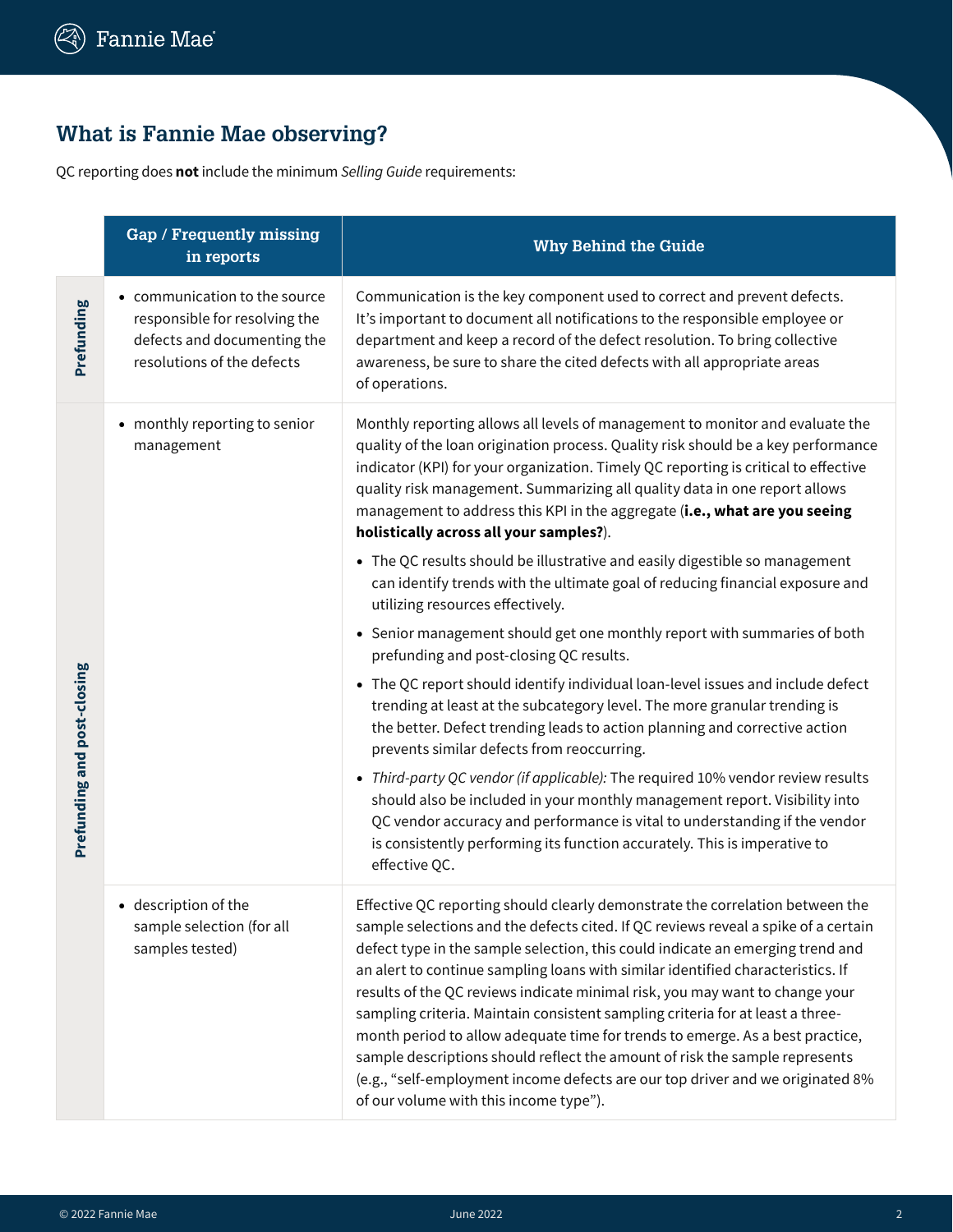## What is Fannie Mae observing?

QC reporting does **not** include the minimum *Selling Guide* requirements:

| | Gap / Frequently missing in reports | Why Behind the Guide |
|---|---|---|
| **Prefunding** | • communication to the source responsible for resolving the defects and documenting the resolutions of the defects | Communication is the key component used to correct and prevent defects. It's important to document all notifications to the responsible employee or department and keep a record of the defect resolution. To bring collective awareness, be sure to share the cited defects with all appropriate areas of operations. |
| **Prefunding and post-closing** | • monthly reporting to senior management | Monthly reporting allows all levels of management to monitor and evaluate the quality of the loan origination process. Quality risk should be a key performance indicator (KPI) for your organization. Timely QC reporting is critical to effective quality risk management. Summarizing all quality data in one report allows management to address this KPI in the aggregate (**i.e., what are you seeing holistically across all your samples?**).<br>• The QC results should be illustrative and easily digestible so management can identify trends with the ultimate goal of reducing financial exposure and utilizing resources effectively.<br>• Senior management should get one monthly report with summaries of both prefunding and post-closing QC results.<br>• The QC report should identify individual loan-level issues and include defect trending at least at the subcategory level. The more granular trending is the better. Defect trending leads to action planning and corrective action prevents similar defects from reoccurring.<br>• *Third-party QC vendor (if applicable):* The required 10% vendor review results should also be included in your monthly management report. Visibility into QC vendor accuracy and performance is vital to understanding if the vendor is consistently performing its function accurately. This is imperative to effective QC. |
| **Prefunding and post-closing** | • description of the sample selection (for all samples tested) | Effective QC reporting should clearly demonstrate the correlation between the sample selections and the defects cited. If QC reviews reveal a spike of a certain defect type in the sample selection, this could indicate an emerging trend and an alert to continue sampling loans with similar identified characteristics. If results of the QC reviews indicate minimal risk, you may want to change your sampling criteria. Maintain consistent sampling criteria for at least a three-month period to allow adequate time for trends to emerge. As a best practice, sample descriptions should reflect the amount of risk the sample represents (e.g., "self-employment income defects are our top driver and we originated 8% of our volume with this income type"). |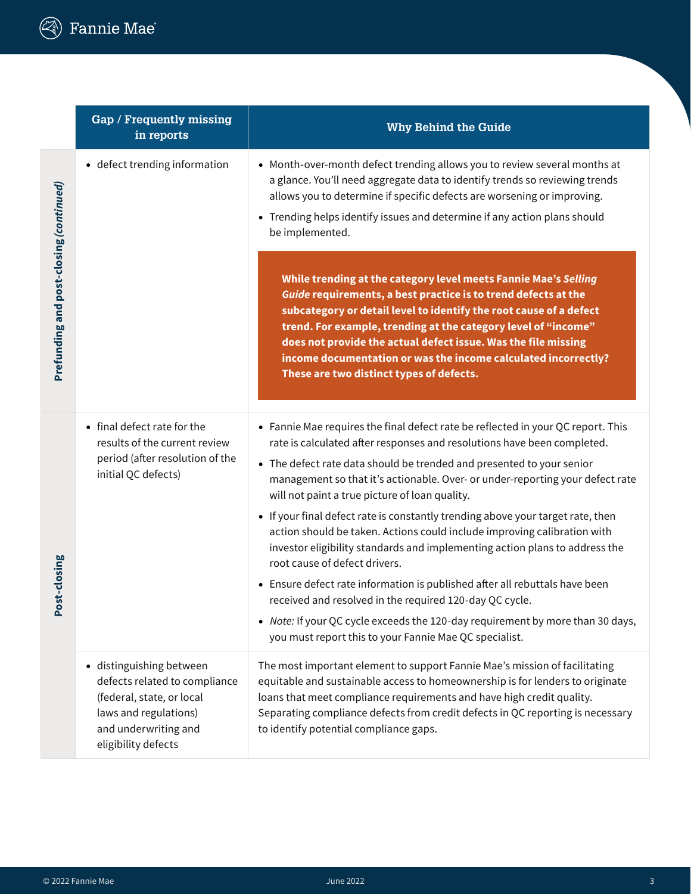| | Gap / Frequently missing in reports | Why Behind the Guide |
|---|---|---|
| Prefunding and post-closing *(continued)* | • defect trending information | • Month-over-month defect trending allows you to review several months at a glance. You'll need aggregate data to identify trends so reviewing trends allows you to determine if specific defects are worsening or improving.<br>• Trending helps identify issues and determine if any action plans should be implemented.<br><br>**While trending at the category level meets Fannie Mae's *Selling Guide* requirements, a best practice is to trend defects at the subcategory or detail level to identify the root cause of a defect trend. For example, trending at the category level of "income" does not provide the actual defect issue. Was the file missing income documentation or was the income calculated incorrectly? These are two distinct types of defects.** |
| Post-closing | • final defect rate for the results of the current review period (after resolution of the initial QC defects) | • Fannie Mae requires the final defect rate be reflected in your QC report. This rate is calculated after responses and resolutions have been completed.<br>• The defect rate data should be trended and presented to your senior management so that it's actionable. Over- or under-reporting your defect rate will not paint a true picture of loan quality.<br>• If your final defect rate is constantly trending above your target rate, then action should be taken. Actions could include improving calibration with investor eligibility standards and implementing action plans to address the root cause of defect drivers.<br>• Ensure defect rate information is published after all rebuttals have been received and resolved in the required 120-day QC cycle.<br>• *Note:* If your QC cycle exceeds the 120-day requirement by more than 30 days, you must report this to your Fannie Mae QC specialist. |
| | • distinguishing between defects related to compliance (federal, state, or local laws and regulations) and underwriting and eligibility defects | The most important element to support Fannie Mae's mission of facilitating equitable and sustainable access to homeownership is for lenders to originate loans that meet compliance requirements and have high credit quality. Separating compliance defects from credit defects in QC reporting is necessary to identify potential compliance gaps. |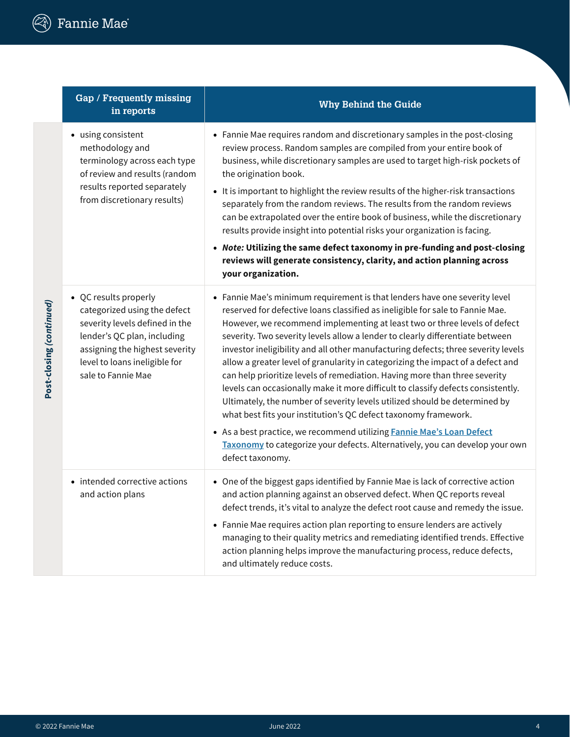| | Gap / Frequently missing in reports | Why Behind the Guide |
|---|---|---|
| **Post-closing *(continued)*** | • using consistent methodology and terminology across each type of review and results (random results reported separately from discretionary results) | • Fannie Mae requires random and discretionary samples in the post-closing review process. Random samples are compiled from your entire book of business, while discretionary samples are used to target high-risk pockets of the origination book.<br>• It is important to highlight the review results of the higher-risk transactions separately from the random reviews. The results from the random reviews can be extrapolated over the entire book of business, while the discretionary results provide insight into potential risks your organization is facing.<br>• ***Note:* Utilizing the same defect taxonomy in pre-funding and post-closing reviews will generate consistency, clarity, and action planning across your organization.** |
| | • QC results properly categorized using the defect severity levels defined in the lender's QC plan, including assigning the highest severity level to loans ineligible for sale to Fannie Mae | • Fannie Mae's minimum requirement is that lenders have one severity level reserved for defective loans classified as ineligible for sale to Fannie Mae. However, we recommend implementing at least two or three levels of defect severity. Two severity levels allow a lender to clearly differentiate between investor ineligibility and all other manufacturing defects; three severity levels allow a greater level of granularity in categorizing the impact of a defect and can help prioritize levels of remediation. Having more than three severity levels can occasionally make it more difficult to classify defects consistently. Ultimately, the number of severity levels utilized should be determined by what best fits your institution's QC defect taxonomy framework.<br>• As a best practice, we recommend utilizing Fannie Mae's Loan Defect Taxonomy to categorize your defects. Alternatively, you can develop your own defect taxonomy. |
| | • intended corrective actions and action plans | • One of the biggest gaps identified by Fannie Mae is lack of corrective action and action planning against an observed defect. When QC reports reveal defect trends, it's vital to analyze the defect root cause and remedy the issue.<br>• Fannie Mae requires action plan reporting to ensure lenders are actively managing to their quality metrics and remediating identified trends. Effective action planning helps improve the manufacturing process, reduce defects, and ultimately reduce costs. |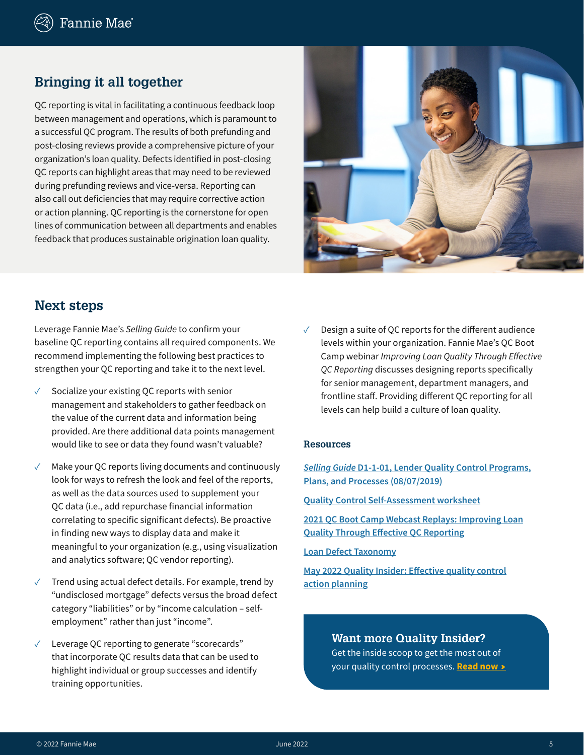## Bringing it all together

QC reporting is vital in facilitating a continuous feedback loop between management and operations, which is paramount to a successful QC program. The results of both prefunding and post-closing reviews provide a comprehensive picture of your organization's loan quality. Defects identified in post-closing QC reports can highlight areas that may need to be reviewed during prefunding reviews and vice-versa. Reporting can also call out deficiencies that may require corrective action or action planning. QC reporting is the cornerstone for open lines of communication between all departments and enables feedback that produces sustainable origination loan quality.

## Next steps

Leverage Fannie Mae's *Selling Guide* to confirm your baseline QC reporting contains all required components. We recommend implementing the following best practices to strengthen your QC reporting and take it to the next level.

- ✓ Socialize your existing QC reports with senior management and stakeholders to gather feedback on the value of the current data and information being provided. Are there additional data points management would like to see or data they found wasn't valuable?
- ✓ Make your QC reports living documents and continuously look for ways to refresh the look and feel of the reports, as well as the data sources used to supplement your QC data (i.e., add repurchase financial information correlating to specific significant defects). Be proactive in finding new ways to display data and make it meaningful to your organization (e.g., using visualization and analytics software; QC vendor reporting).
- ✓ Trend using actual defect details. For example, trend by "undisclosed mortgage" defects versus the broad defect category "liabilities" or by "income calculation – self-employment" rather than just "income".
- ✓ Leverage QC reporting to generate "scorecards" that incorporate QC results data that can be used to highlight individual or group successes and identify training opportunities.
- ✓ Design a suite of QC reports for the different audience levels within your organization. Fannie Mae's QC Boot Camp webinar *Improving Loan Quality Through Effective QC Reporting* discusses designing reports specifically for senior management, department managers, and frontline staff. Providing different QC reporting for all levels can help build a culture of loan quality.

### Resources

*Selling Guide* D1-1-01, Lender Quality Control Programs, Plans, and Processes (08/07/2019)

Quality Control Self-Assessment worksheet

2021 QC Boot Camp Webcast Replays: Improving Loan Quality Through Effective QC Reporting

Loan Defect Taxonomy

May 2022 Quality Insider: Effective quality control action planning

### Want more Quality Insider?

Get the inside scoop to get the most out of your quality control processes. **Read now ›**